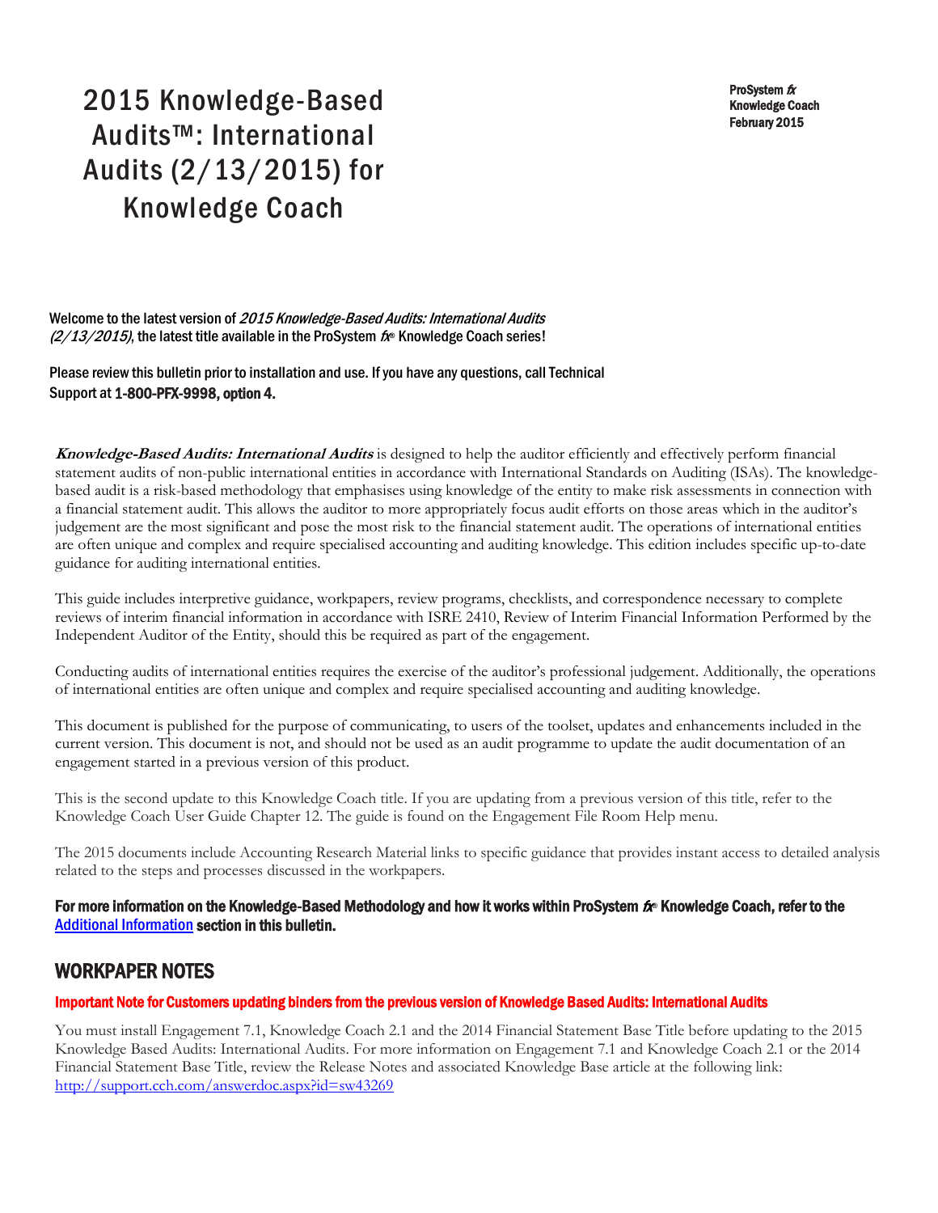# 2015 Knowledge-Based Audits™: International Audits (2/13/2015) for Knowledge Coach

ProSystem *fx*
Knowledge Coach
February 2015

Welcome to the latest version of *2015 Knowledge-Based Audits: International Audits (2/13/2015)*, the latest title available in the ProSystem *fx*® Knowledge Coach series!

Please review this bulletin prior to installation and use. If you have any questions, call Technical Support at **1-800-PFX-9998, option 4.**

***Knowledge-Based Audits: International Audits*** is designed to help the auditor efficiently and effectively perform financial statement audits of non-public international entities in accordance with International Standards on Auditing (ISAs). The knowledge-based audit is a risk-based methodology that emphasises using knowledge of the entity to make risk assessments in connection with a financial statement audit. This allows the auditor to more appropriately focus audit efforts on those areas which in the auditor's judgement are the most significant and pose the most risk to the financial statement audit. The operations of international entities are often unique and complex and require specialised accounting and auditing knowledge. This edition includes specific up-to-date guidance for auditing international entities.

This guide includes interpretive guidance, workpapers, review programs, checklists, and correspondence necessary to complete reviews of interim financial information in accordance with ISRE 2410, Review of Interim Financial Information Performed by the Independent Auditor of the Entity, should this be required as part of the engagement.

Conducting audits of international entities requires the exercise of the auditor's professional judgement. Additionally, the operations of international entities are often unique and complex and require specialised accounting and auditing knowledge.

This document is published for the purpose of communicating, to users of the toolset, updates and enhancements included in the current version. This document is not, and should not be used as an audit programme to update the audit documentation of an engagement started in a previous version of this product.

This is the second update to this Knowledge Coach title. If you are updating from a previous version of this title, refer to the Knowledge Coach User Guide Chapter 12. The guide is found on the Engagement File Room Help menu.

The 2015 documents include Accounting Research Material links to specific guidance that provides instant access to detailed analysis related to the steps and processes discussed in the workpapers.

**For more information on the Knowledge-Based Methodology and how it works within ProSystem *fx*® Knowledge Coach, refer to the [Additional Information]() section in this bulletin.**

## WORKPAPER NOTES

**Important Note for Customers updating binders from the previous version of Knowledge Based Audits: International Audits**

You must install Engagement 7.1, Knowledge Coach 2.1 and the 2014 Financial Statement Base Title before updating to the 2015 Knowledge Based Audits: International Audits. For more information on Engagement 7.1 and Knowledge Coach 2.1 or the 2014 Financial Statement Base Title, review the Release Notes and associated Knowledge Base article at the following link: [http://support.cch.com/answerdoc.aspx?id=sw43269](http://support.cch.com/answerdoc.aspx?id=sw43269)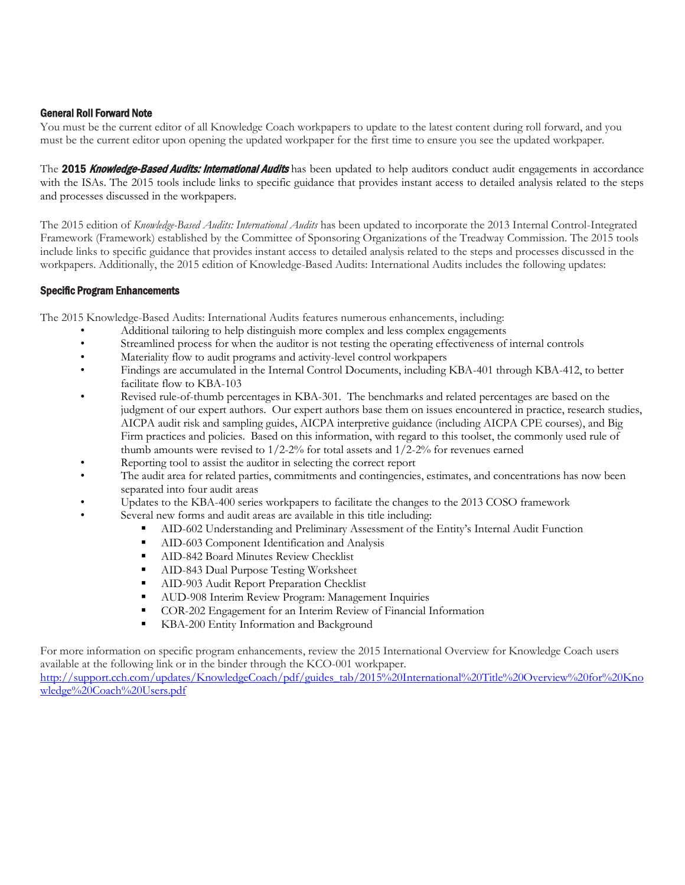### General Roll Forward Note

You must be the current editor of all Knowledge Coach workpapers to update to the latest content during roll forward, and you must be the current editor upon opening the updated workpaper for the first time to ensure you see the updated workpaper.

The **2015 *Knowledge-Based Audits: International Audits*** has been updated to help auditors conduct audit engagements in accordance with the ISAs. The 2015 tools include links to specific guidance that provides instant access to detailed analysis related to the steps and processes discussed in the workpapers.

The 2015 edition of *Knowledge-Based Audits: International Audits* has been updated to incorporate the 2013 Internal Control-Integrated Framework (Framework) established by the Committee of Sponsoring Organizations of the Treadway Commission. The 2015 tools include links to specific guidance that provides instant access to detailed analysis related to the steps and processes discussed in the workpapers. Additionally, the 2015 edition of Knowledge-Based Audits: International Audits includes the following updates:

### Specific Program Enhancements

The 2015 Knowledge-Based Audits: International Audits features numerous enhancements, including:

- Additional tailoring to help distinguish more complex and less complex engagements
- Streamlined process for when the auditor is not testing the operating effectiveness of internal controls
- Materiality flow to audit programs and activity-level control workpapers
- Findings are accumulated in the Internal Control Documents, including KBA-401 through KBA-412, to better facilitate flow to KBA-103
- Revised rule-of-thumb percentages in KBA-301. The benchmarks and related percentages are based on the judgment of our expert authors. Our expert authors base them on issues encountered in practice, research studies, AICPA audit risk and sampling guides, AICPA interpretive guidance (including AICPA CPE courses), and Big Firm practices and policies. Based on this information, with regard to this toolset, the commonly used rule of thumb amounts were revised to 1/2-2% for total assets and 1/2-2% for revenues earned
- Reporting tool to assist the auditor in selecting the correct report
- The audit area for related parties, commitments and contingencies, estimates, and concentrations has now been separated into four audit areas
- Updates to the KBA-400 series workpapers to facilitate the changes to the 2013 COSO framework
- Several new forms and audit areas are available in this title including:
  - AID-602 Understanding and Preliminary Assessment of the Entity's Internal Audit Function
  - AID-603 Component Identification and Analysis
  - AID-842 Board Minutes Review Checklist
  - AID-843 Dual Purpose Testing Worksheet
  - AID-903 Audit Report Preparation Checklist
  - AUD-908 Interim Review Program: Management Inquiries
  - COR-202 Engagement for an Interim Review of Financial Information
  - KBA-200 Entity Information and Background

For more information on specific program enhancements, review the 2015 International Overview for Knowledge Coach users available at the following link or in the binder through the KCO-001 workpaper.
[http://support.cch.com/updates/KnowledgeCoach/pdf/guides_tab/2015%20International%20Title%20Overview%20for%20Knowledge%20Coach%20Users.pdf](http://support.cch.com/updates/KnowledgeCoach/pdf/guides_tab/2015%20International%20Title%20Overview%20for%20Knowledge%20Coach%20Users.pdf)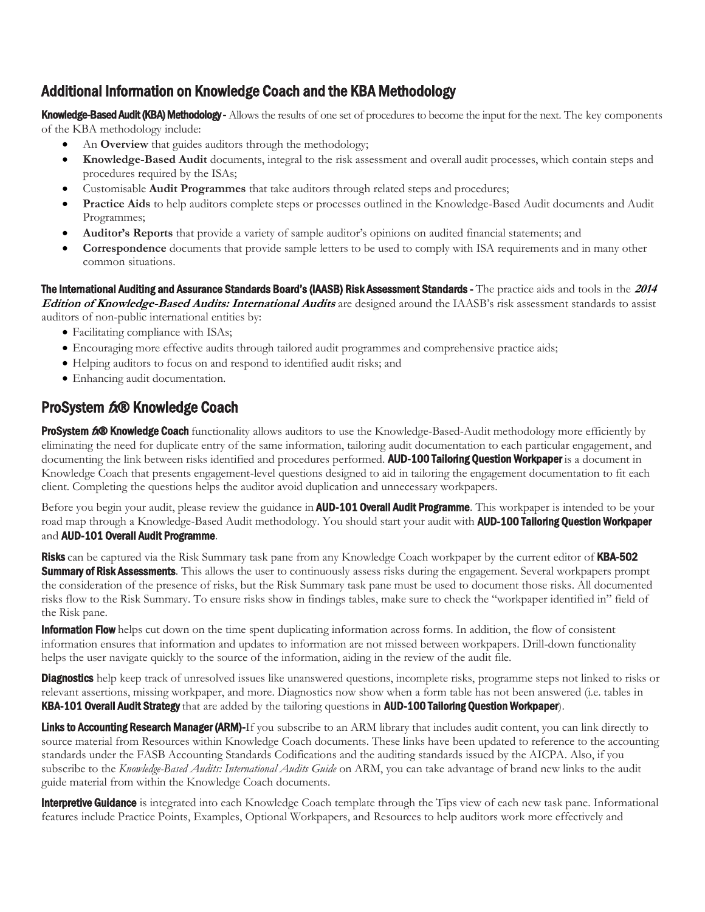## Additional Information on Knowledge Coach and the KBA Methodology

**Knowledge-Based Audit (KBA) Methodology -** Allows the results of one set of procedures to become the input for the next. The key components of the KBA methodology include:

- An **Overview** that guides auditors through the methodology;
- **Knowledge-Based Audit** documents, integral to the risk assessment and overall audit processes, which contain steps and procedures required by the ISAs;
- Customisable **Audit Programmes** that take auditors through related steps and procedures;
- **Practice Aids** to help auditors complete steps or processes outlined in the Knowledge-Based Audit documents and Audit Programmes;
- **Auditor's Reports** that provide a variety of sample auditor's opinions on audited financial statements; and
- **Correspondence** documents that provide sample letters to be used to comply with ISA requirements and in many other common situations.

**The International Auditing and Assurance Standards Board's (IAASB) Risk Assessment Standards -** The practice aids and tools in the ***2014 Edition of Knowledge-Based Audits: International Audits*** are designed around the IAASB's risk assessment standards to assist auditors of non-public international entities by:

- Facilitating compliance with ISAs;
- Encouraging more effective audits through tailored audit programmes and comprehensive practice aids;
- Helping auditors to focus on and respond to identified audit risks; and
- Enhancing audit documentation.

## ProSystem *fx*® Knowledge Coach

**ProSystem *fx*® Knowledge Coach** functionality allows auditors to use the Knowledge-Based-Audit methodology more efficiently by eliminating the need for duplicate entry of the same information, tailoring audit documentation to each particular engagement, and documenting the link between risks identified and procedures performed. **AUD-100 Tailoring Question Workpaper** is a document in Knowledge Coach that presents engagement-level questions designed to aid in tailoring the engagement documentation to fit each client. Completing the questions helps the auditor avoid duplication and unnecessary workpapers.

Before you begin your audit, please review the guidance in **AUD-101 Overall Audit Programme**. This workpaper is intended to be your road map through a Knowledge-Based Audit methodology. You should start your audit with **AUD-100 Tailoring Question Workpaper** and **AUD-101 Overall Audit Programme**.

**Risks** can be captured via the Risk Summary task pane from any Knowledge Coach workpaper by the current editor of **KBA-502 Summary of Risk Assessments**. This allows the user to continuously assess risks during the engagement. Several workpapers prompt the consideration of the presence of risks, but the Risk Summary task pane must be used to document those risks. All documented risks flow to the Risk Summary. To ensure risks show in findings tables, make sure to check the "workpaper identified in" field of the Risk pane.

**Information Flow** helps cut down on the time spent duplicating information across forms. In addition, the flow of consistent information ensures that information and updates to information are not missed between workpapers. Drill-down functionality helps the user navigate quickly to the source of the information, aiding in the review of the audit file.

**Diagnostics** help keep track of unresolved issues like unanswered questions, incomplete risks, programme steps not linked to risks or relevant assertions, missing workpaper, and more. Diagnostics now show when a form table has not been answered (i.e. tables in **KBA-101 Overall Audit Strategy** that are added by the tailoring questions in **AUD-100 Tailoring Question Workpaper**).

**Links to Accounting Research Manager (ARM)-**If you subscribe to an ARM library that includes audit content, you can link directly to source material from Resources within Knowledge Coach documents. These links have been updated to reference to the accounting standards under the FASB Accounting Standards Codifications and the auditing standards issued by the AICPA. Also, if you subscribe to the *Knowledge-Based Audits: International Audits Guide* on ARM, you can take advantage of brand new links to the audit guide material from within the Knowledge Coach documents.

**Interpretive Guidance** is integrated into each Knowledge Coach template through the Tips view of each new task pane. Informational features include Practice Points, Examples, Optional Workpapers, and Resources to help auditors work more effectively and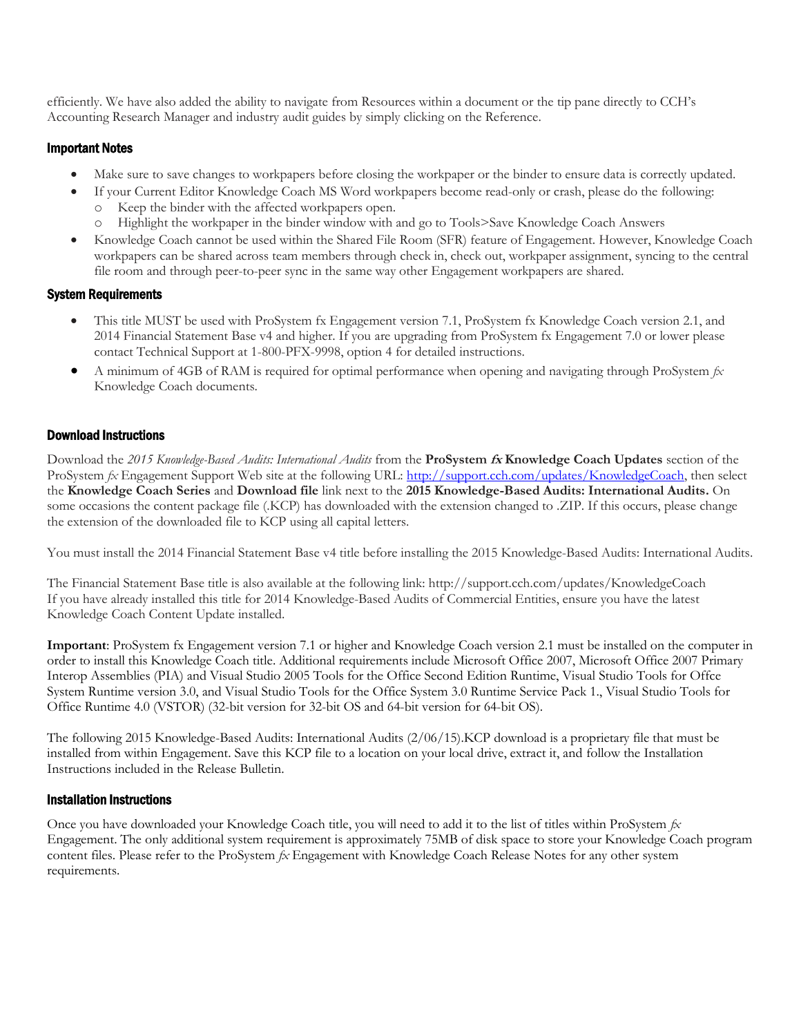efficiently. We have also added the ability to navigate from Resources within a document or the tip pane directly to CCH's Accounting Research Manager and industry audit guides by simply clicking on the Reference.

### Important Notes

- Make sure to save changes to workpapers before closing the workpaper or the binder to ensure data is correctly updated.
- If your Current Editor Knowledge Coach MS Word workpapers become read-only or crash, please do the following:
  - Keep the binder with the affected workpapers open.
  - Highlight the workpaper in the binder window with and go to Tools>Save Knowledge Coach Answers
- Knowledge Coach cannot be used within the Shared File Room (SFR) feature of Engagement. However, Knowledge Coach workpapers can be shared across team members through check in, check out, workpaper assignment, syncing to the central file room and through peer-to-peer sync in the same way other Engagement workpapers are shared.

### System Requirements

- This title MUST be used with ProSystem fx Engagement version 7.1, ProSystem fx Knowledge Coach version 2.1, and 2014 Financial Statement Base v4 and higher. If you are upgrading from ProSystem fx Engagement 7.0 or lower please contact Technical Support at 1-800-PFX-9998, option 4 for detailed instructions.
- A minimum of 4GB of RAM is required for optimal performance when opening and navigating through ProSystem *fx* Knowledge Coach documents.

### Download Instructions

Download the *2015 Knowledge-Based Audits: International Audits* from the **ProSystem *fx* Knowledge Coach Updates** section of the ProSystem *fx* Engagement Support Web site at the following URL: [http://support.cch.com/updates/KnowledgeCoach](http://support.cch.com/updates/KnowledgeCoach), then select the **Knowledge Coach Series** and **Download file** link next to the **2015 Knowledge-Based Audits: International Audits.** On some occasions the content package file (.KCP) has downloaded with the extension changed to .ZIP. If this occurs, please change the extension of the downloaded file to KCP using all capital letters.

You must install the 2014 Financial Statement Base v4 title before installing the 2015 Knowledge-Based Audits: International Audits.

The Financial Statement Base title is also available at the following link: http://support.cch.com/updates/KnowledgeCoach
If you have already installed this title for 2014 Knowledge-Based Audits of Commercial Entities, ensure you have the latest Knowledge Coach Content Update installed.

**Important**: ProSystem fx Engagement version 7.1 or higher and Knowledge Coach version 2.1 must be installed on the computer in order to install this Knowledge Coach title. Additional requirements include Microsoft Office 2007, Microsoft Office 2007 Primary Interop Assemblies (PIA) and Visual Studio 2005 Tools for the Office Second Edition Runtime, Visual Studio Tools for Offce System Runtime version 3.0, and Visual Studio Tools for the Office System 3.0 Runtime Service Pack 1., Visual Studio Tools for Office Runtime 4.0 (VSTOR) (32-bit version for 32-bit OS and 64-bit version for 64-bit OS).

The following 2015 Knowledge-Based Audits: International Audits (2/06/15).KCP download is a proprietary file that must be installed from within Engagement. Save this KCP file to a location on your local drive, extract it, and follow the Installation Instructions included in the Release Bulletin.

### Installation Instructions

Once you have downloaded your Knowledge Coach title, you will need to add it to the list of titles within ProSystem *fx* Engagement. The only additional system requirement is approximately 75MB of disk space to store your Knowledge Coach program content files. Please refer to the ProSystem *fx* Engagement with Knowledge Coach Release Notes for any other system requirements.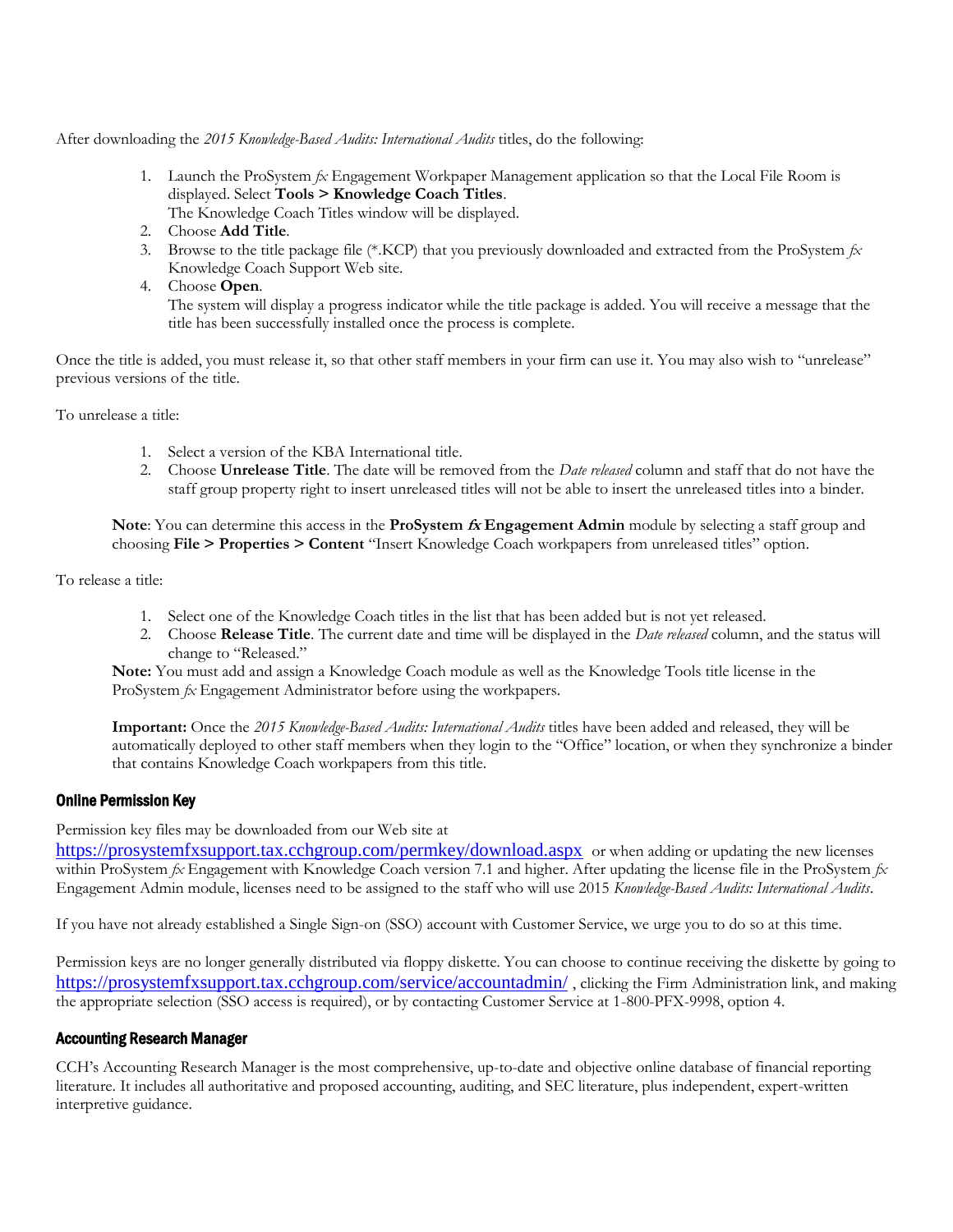After downloading the *2015 Knowledge-Based Audits: International Audits* titles, do the following:

1. Launch the ProSystem *fx* Engagement Workpaper Management application so that the Local File Room is displayed. Select **Tools > Knowledge Coach Titles**.
   The Knowledge Coach Titles window will be displayed.
2. Choose **Add Title**.
3. Browse to the title package file (*.KCP) that you previously downloaded and extracted from the ProSystem *fx* Knowledge Coach Support Web site.
4. Choose **Open**.
   The system will display a progress indicator while the title package is added. You will receive a message that the title has been successfully installed once the process is complete.

Once the title is added, you must release it, so that other staff members in your firm can use it. You may also wish to "unrelease" previous versions of the title.

To unrelease a title:

1. Select a version of the KBA International title.
2. Choose **Unrelease Title**. The date will be removed from the *Date released* column and staff that do not have the staff group property right to insert unreleased titles will not be able to insert the unreleased titles into a binder.

> **Note**: You can determine this access in the **ProSystem *fx* Engagement Admin** module by selecting a staff group and choosing **File > Properties > Content** "Insert Knowledge Coach workpapers from unreleased titles" option.

To release a title:

1. Select one of the Knowledge Coach titles in the list that has been added but is not yet released.
2. Choose **Release Title**. The current date and time will be displayed in the *Date released* column, and the status will change to "Released."

> **Note:** You must add and assign a Knowledge Coach module as well as the Knowledge Tools title license in the ProSystem *fx* Engagement Administrator before using the workpapers.

> **Important:** Once the *2015 Knowledge-Based Audits: International Audits* titles have been added and released, they will be automatically deployed to other staff members when they login to the "Office" location, or when they synchronize a binder that contains Knowledge Coach workpapers from this title.

### Online Permission Key

Permission key files may be downloaded from our Web site at https://prosystemfxsupport.tax.cchgroup.com/permkey/download.aspx or when adding or updating the new licenses within ProSystem *fx* Engagement with Knowledge Coach version 7.1 and higher. After updating the license file in the ProSystem *fx* Engagement Admin module, licenses need to be assigned to the staff who will use 2015 *Knowledge-Based Audits: International Audits*.

If you have not already established a Single Sign-on (SSO) account with Customer Service, we urge you to do so at this time.

Permission keys are no longer generally distributed via floppy diskette. You can choose to continue receiving the diskette by going to https://prosystemfxsupport.tax.cchgroup.com/service/accountadmin/ , clicking the Firm Administration link, and making the appropriate selection (SSO access is required), or by contacting Customer Service at 1-800-PFX-9998, option 4.

### Accounting Research Manager

CCH's Accounting Research Manager is the most comprehensive, up-to-date and objective online database of financial reporting literature. It includes all authoritative and proposed accounting, auditing, and SEC literature, plus independent, expert-written interpretive guidance.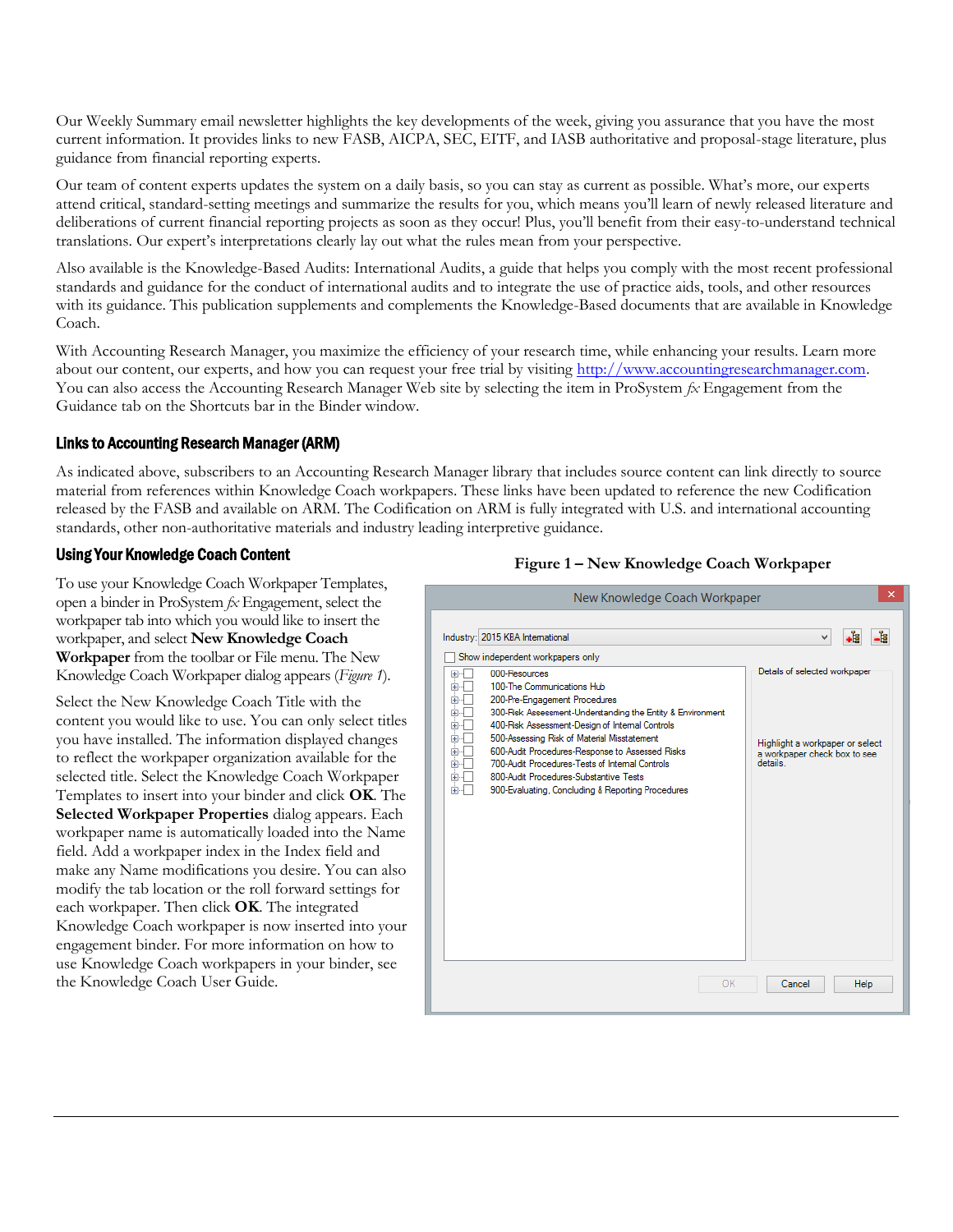Our Weekly Summary email newsletter highlights the key developments of the week, giving you assurance that you have the most current information. It provides links to new FASB, AICPA, SEC, EITF, and IASB authoritative and proposal-stage literature, plus guidance from financial reporting experts.

Our team of content experts updates the system on a daily basis, so you can stay as current as possible. What's more, our experts attend critical, standard-setting meetings and summarize the results for you, which means you'll learn of newly released literature and deliberations of current financial reporting projects as soon as they occur! Plus, you'll benefit from their easy-to-understand technical translations. Our expert's interpretations clearly lay out what the rules mean from your perspective.

Also available is the Knowledge-Based Audits: International Audits, a guide that helps you comply with the most recent professional standards and guidance for the conduct of international audits and to integrate the use of practice aids, tools, and other resources with its guidance. This publication supplements and complements the Knowledge-Based documents that are available in Knowledge Coach.

With Accounting Research Manager, you maximize the efficiency of your research time, while enhancing your results. Learn more about our content, our experts, and how you can request your free trial by visiting http://www.accountingresearchmanager.com. You can also access the Accounting Research Manager Web site by selecting the item in ProSystem *fx* Engagement from the Guidance tab on the Shortcuts bar in the Binder window.

## Links to Accounting Research Manager (ARM)

As indicated above, subscribers to an Accounting Research Manager library that includes source content can link directly to source material from references within Knowledge Coach workpapers. These links have been updated to reference the new Codification released by the FASB and available on ARM. The Codification on ARM is fully integrated with U.S. and international accounting standards, other non-authoritative materials and industry leading interpretive guidance.

## Using Your Knowledge Coach Content

To use your Knowledge Coach Workpaper Templates, open a binder in ProSystem *fx* Engagement, select the workpaper tab into which you would like to insert the workpaper, and select **New Knowledge Coach Workpaper** from the toolbar or File menu. The New Knowledge Coach Workpaper dialog appears (*Figure 1*).

Select the New Knowledge Coach Title with the content you would like to use. You can only select titles you have installed. The information displayed changes to reflect the workpaper organization available for the selected title. Select the Knowledge Coach Workpaper Templates to insert into your binder and click **OK**. The **Selected Workpaper Properties** dialog appears. Each workpaper name is automatically loaded into the Name field. Add a workpaper index in the Index field and make any Name modifications you desire. You can also modify the tab location or the roll forward settings for each workpaper. Then click **OK**. The integrated Knowledge Coach workpaper is now inserted into your engagement binder. For more information on how to use Knowledge Coach workpapers in your binder, see the Knowledge Coach User Guide.

**Figure 1 – New Knowledge Coach Workpaper**

New Knowledge Coach Workpaper

Industry: 2015 KBA International

Show independent workpapers only

- 000-Resources
- 100-The Communications Hub
- 200-Pre-Engagement Procedures
- 300-Risk Assessment-Understanding the Entity & Environment
- 400-Risk Assessment-Design of Internal Controls
- 500-Assessing Risk of Material Misstatement
- 600-Audit Procedures-Response to Assessed Risks
- 700-Audit Procedures-Tests of Internal Controls
- 800-Audit Procedures-Substantive Tests
- 900-Evaluating, Concluding & Reporting Procedures

Details of selected workpaper

Highlight a workpaper or select a workpaper check box to see details.

OK | Cancel | Help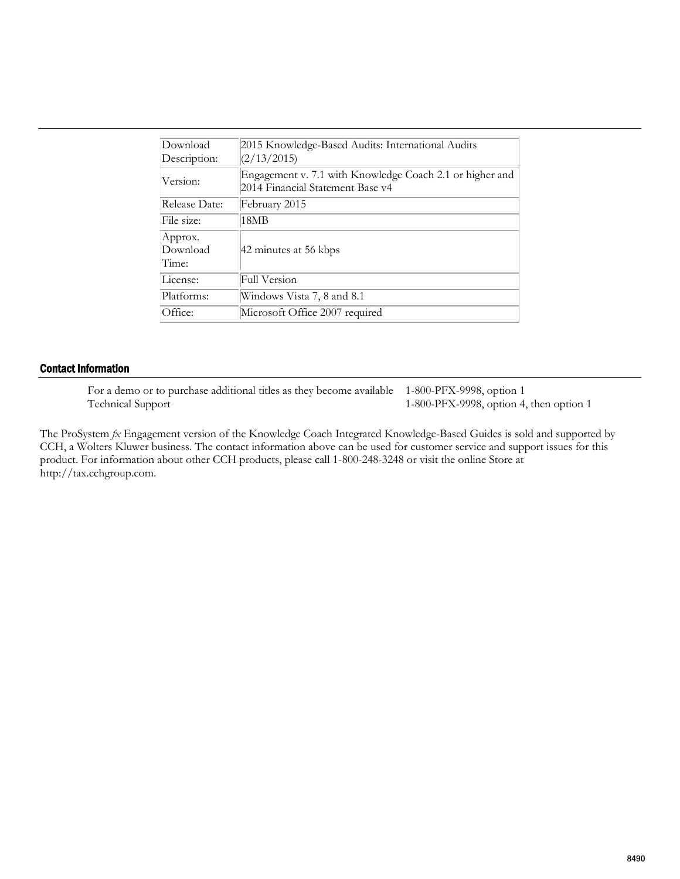| | |
|---|---|
| Download Description: | 2015 Knowledge-Based Audits: International Audits (2/13/2015) |
| Version: | Engagement v. 7.1 with Knowledge Coach 2.1 or higher and 2014 Financial Statement Base v4 |
| Release Date: | February 2015 |
| File size: | 18MB |
| Approx. Download Time: | 42 minutes at 56 kbps |
| License: | Full Version |
| Platforms: | Windows Vista 7, 8 and 8.1 |
| Office: | Microsoft Office 2007 required |

## Contact Information

| | |
|---|---|
| For a demo or to purchase additional titles as they become available | 1-800-PFX-9998, option 1 |
| Technical Support | 1-800-PFX-9998, option 4, then option 1 |

The ProSystem *fx* Engagement version of the Knowledge Coach Integrated Knowledge-Based Guides is sold and supported by CCH, a Wolters Kluwer business. The contact information above can be used for customer service and support issues for this product. For information about other CCH products, please call 1-800-248-3248 or visit the online Store at http://tax.cchgroup.com.